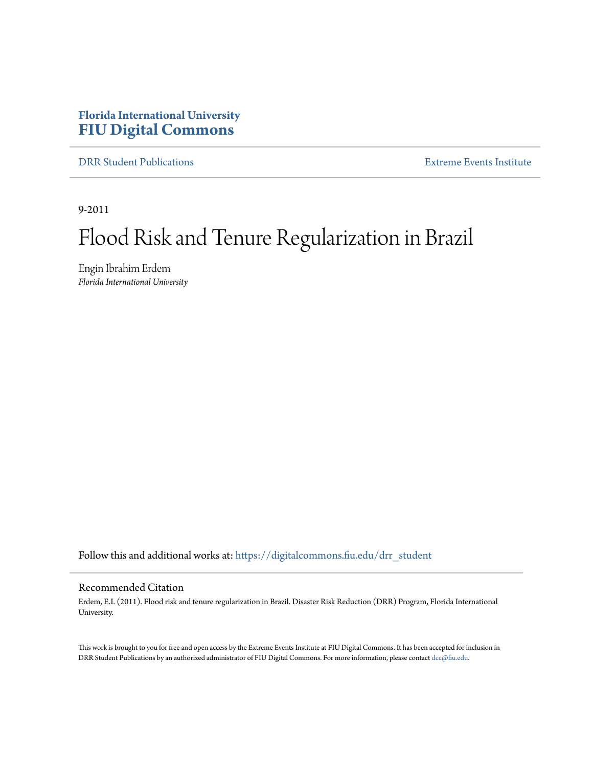**Florida International University**
**FIU Digital Commons**

DRR Student Publications | Extreme Events Institute

9-2011

# Flood Risk and Tenure Regularization in Brazil

Engin Ibrahim Erdem
*Florida International University*

Follow this and additional works at: https://digitalcommons.fiu.edu/drr_student

## Recommended Citation

Erdem, E.I. (2011). Flood risk and tenure regularization in Brazil. Disaster Risk Reduction (DRR) Program, Florida International University.

This work is brought to you for free and open access by the Extreme Events Institute at FIU Digital Commons. It has been accepted for inclusion in DRR Student Publications by an authorized administrator of FIU Digital Commons. For more information, please contact dcc@fiu.edu.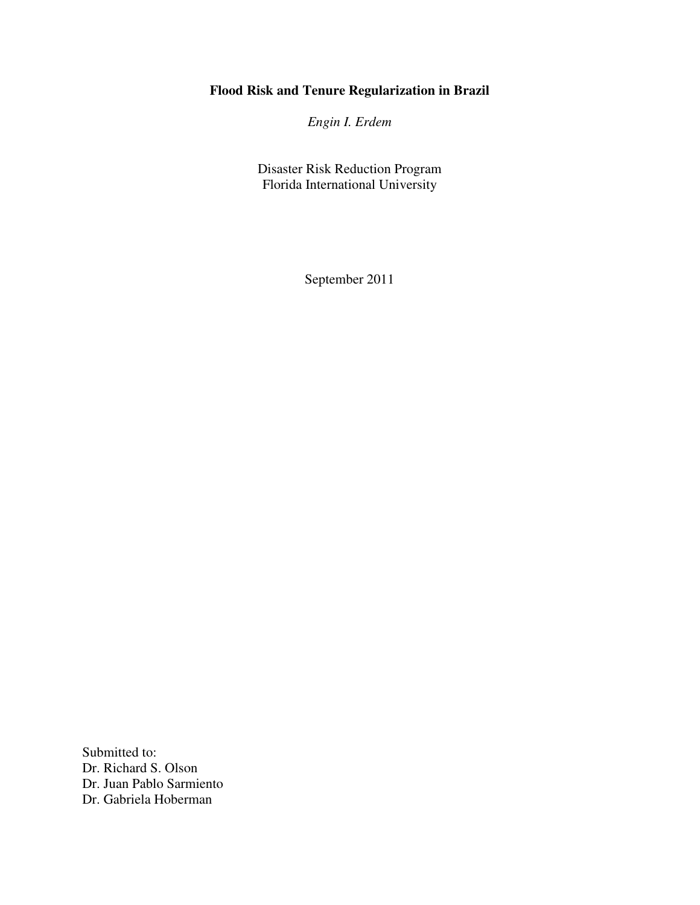# Flood Risk and Tenure Regularization in Brazil

*Engin I. Erdem*

Disaster Risk Reduction Program
Florida International University

September 2011

Submitted to:
Dr. Richard S. Olson
Dr. Juan Pablo Sarmiento
Dr. Gabriela Hoberman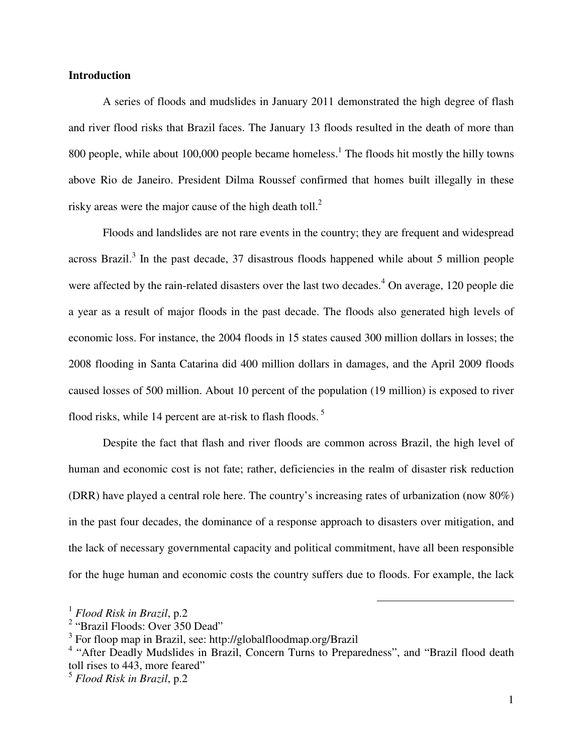**Introduction**

A series of floods and mudslides in January 2011 demonstrated the high degree of flash and river flood risks that Brazil faces. The January 13 floods resulted in the death of more than 800 people, while about 100,000 people became homeless.[1] The floods hit mostly the hilly towns above Rio de Janeiro. President Dilma Roussef confirmed that homes built illegally in these risky areas were the major cause of the high death toll.[2]

Floods and landslides are not rare events in the country; they are frequent and widespread across Brazil.[3] In the past decade, 37 disastrous floods happened while about 5 million people were affected by the rain-related disasters over the last two decades.[4] On average, 120 people die a year as a result of major floods in the past decade. The floods also generated high levels of economic loss. For instance, the 2004 floods in 15 states caused 300 million dollars in losses; the 2008 flooding in Santa Catarina did 400 million dollars in damages, and the April 2009 floods caused losses of 500 million. About 10 percent of the population (19 million) is exposed to river flood risks, while 14 percent are at-risk to flash floods.[5]

Despite the fact that flash and river floods are common across Brazil, the high level of human and economic cost is not fate; rather, deficiencies in the realm of disaster risk reduction (DRR) have played a central role here. The country's increasing rates of urbanization (now 80%) in the past four decades, the dominance of a response approach to disasters over mitigation, and the lack of necessary governmental capacity and political commitment, have all been responsible for the huge human and economic costs the country suffers due to floods. For example, the lack

---

[1] *Flood Risk in Brazil*, p.2

[2] "Brazil Floods: Over 350 Dead"

[3] For floop map in Brazil, see: http://globalfloodmap.org/Brazil

[4] "After Deadly Mudslides in Brazil, Concern Turns to Preparedness", and "Brazil flood death toll rises to 443, more feared"

[5] *Flood Risk in Brazil*, p.2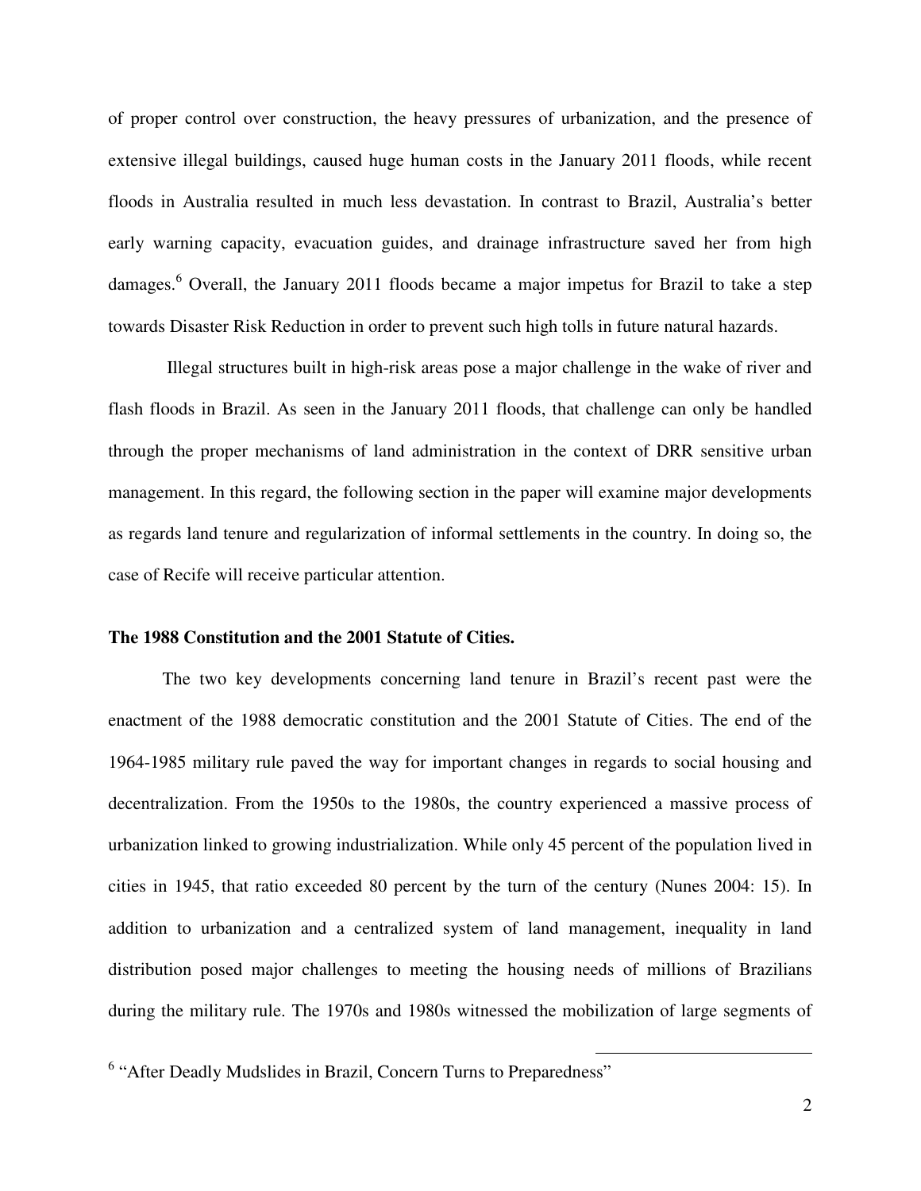of proper control over construction, the heavy pressures of urbanization, and the presence of extensive illegal buildings, caused huge human costs in the January 2011 floods, while recent floods in Australia resulted in much less devastation. In contrast to Brazil, Australia's better early warning capacity, evacuation guides, and drainage infrastructure saved her from high damages.[6] Overall, the January 2011 floods became a major impetus for Brazil to take a step towards Disaster Risk Reduction in order to prevent such high tolls in future natural hazards.

Illegal structures built in high-risk areas pose a major challenge in the wake of river and flash floods in Brazil. As seen in the January 2011 floods, that challenge can only be handled through the proper mechanisms of land administration in the context of DRR sensitive urban management. In this regard, the following section in the paper will examine major developments as regards land tenure and regularization of informal settlements in the country. In doing so, the case of Recife will receive particular attention.

**The 1988 Constitution and the 2001 Statute of Cities.**

The two key developments concerning land tenure in Brazil's recent past were the enactment of the 1988 democratic constitution and the 2001 Statute of Cities. The end of the 1964-1985 military rule paved the way for important changes in regards to social housing and decentralization. From the 1950s to the 1980s, the country experienced a massive process of urbanization linked to growing industrialization. While only 45 percent of the population lived in cities in 1945, that ratio exceeded 80 percent by the turn of the century (Nunes 2004: 15). In addition to urbanization and a centralized system of land management, inequality in land distribution posed major challenges to meeting the housing needs of millions of Brazilians during the military rule. The 1970s and 1980s witnessed the mobilization of large segments of

[6] "After Deadly Mudslides in Brazil, Concern Turns to Preparedness"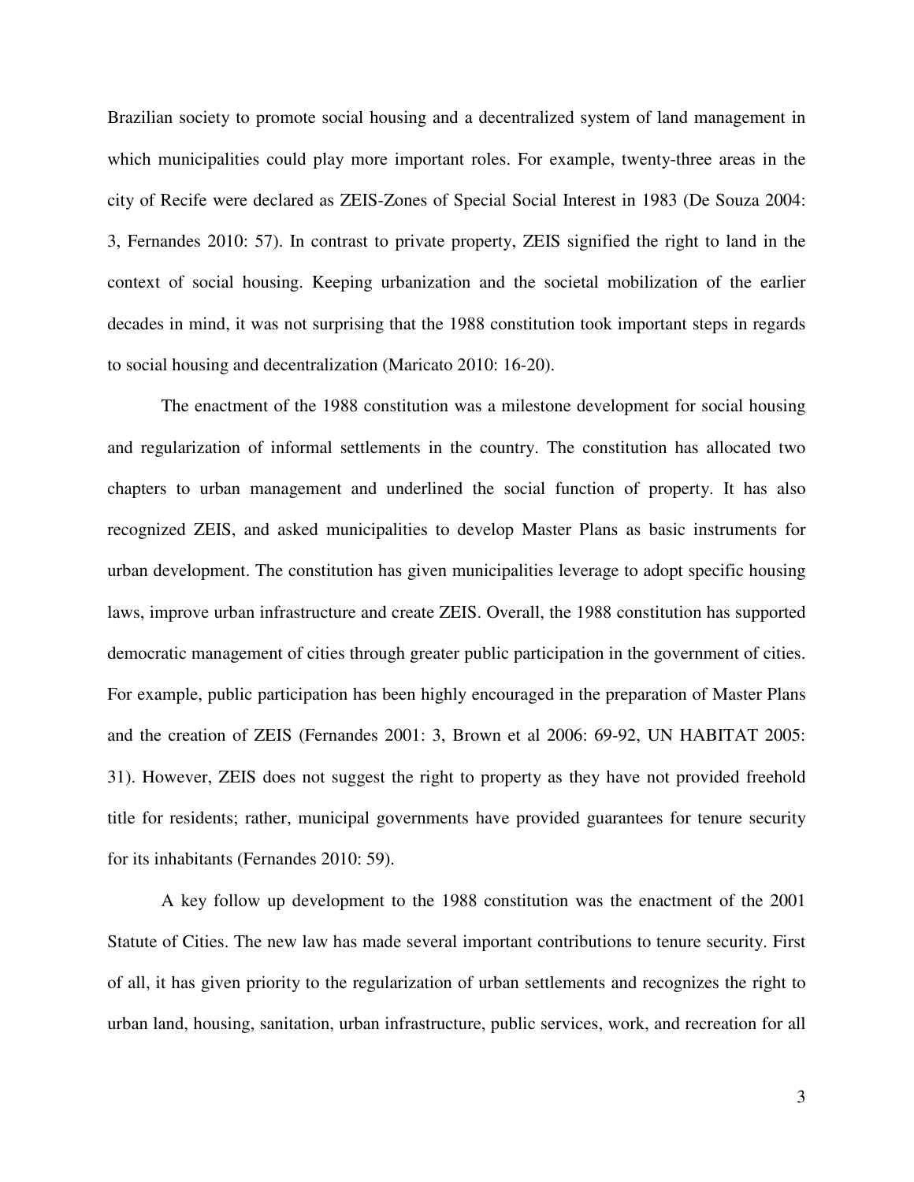Brazilian society to promote social housing and a decentralized system of land management in which municipalities could play more important roles. For example, twenty-three areas in the city of Recife were declared as ZEIS-Zones of Special Social Interest in 1983 (De Souza 2004: 3, Fernandes 2010: 57). In contrast to private property, ZEIS signified the right to land in the context of social housing. Keeping urbanization and the societal mobilization of the earlier decades in mind, it was not surprising that the 1988 constitution took important steps in regards to social housing and decentralization (Maricato 2010: 16-20).

The enactment of the 1988 constitution was a milestone development for social housing and regularization of informal settlements in the country. The constitution has allocated two chapters to urban management and underlined the social function of property. It has also recognized ZEIS, and asked municipalities to develop Master Plans as basic instruments for urban development. The constitution has given municipalities leverage to adopt specific housing laws, improve urban infrastructure and create ZEIS. Overall, the 1988 constitution has supported democratic management of cities through greater public participation in the government of cities. For example, public participation has been highly encouraged in the preparation of Master Plans and the creation of ZEIS (Fernandes 2001: 3, Brown et al 2006: 69-92, UN HABITAT 2005: 31). However, ZEIS does not suggest the right to property as they have not provided freehold title for residents; rather, municipal governments have provided guarantees for tenure security for its inhabitants (Fernandes 2010: 59).

A key follow up development to the 1988 constitution was the enactment of the 2001 Statute of Cities. The new law has made several important contributions to tenure security. First of all, it has given priority to the regularization of urban settlements and recognizes the right to urban land, housing, sanitation, urban infrastructure, public services, work, and recreation for all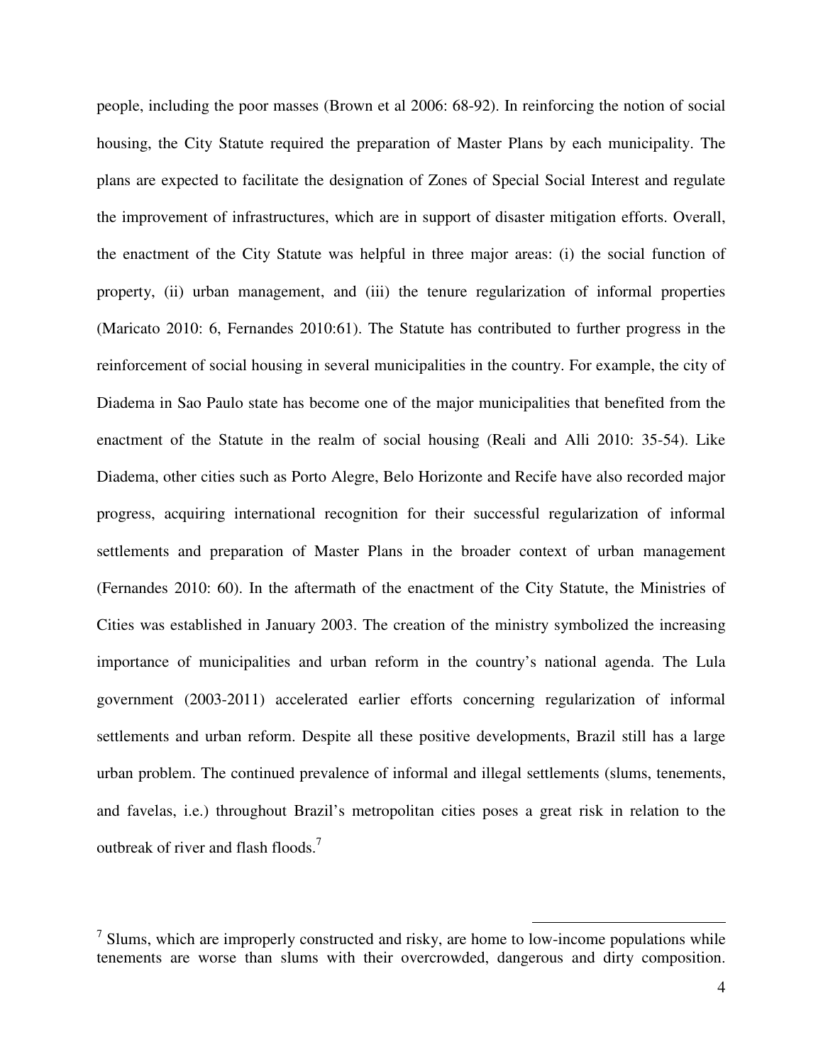people, including the poor masses (Brown et al 2006: 68-92). In reinforcing the notion of social housing, the City Statute required the preparation of Master Plans by each municipality. The plans are expected to facilitate the designation of Zones of Special Social Interest and regulate the improvement of infrastructures, which are in support of disaster mitigation efforts. Overall, the enactment of the City Statute was helpful in three major areas: (i) the social function of property, (ii) urban management, and (iii) the tenure regularization of informal properties (Maricato 2010: 6, Fernandes 2010:61). The Statute has contributed to further progress in the reinforcement of social housing in several municipalities in the country. For example, the city of Diadema in Sao Paulo state has become one of the major municipalities that benefited from the enactment of the Statute in the realm of social housing (Reali and Alli 2010: 35-54). Like Diadema, other cities such as Porto Alegre, Belo Horizonte and Recife have also recorded major progress, acquiring international recognition for their successful regularization of informal settlements and preparation of Master Plans in the broader context of urban management (Fernandes 2010: 60). In the aftermath of the enactment of the City Statute, the Ministries of Cities was established in January 2003. The creation of the ministry symbolized the increasing importance of municipalities and urban reform in the country's national agenda. The Lula government (2003-2011) accelerated earlier efforts concerning regularization of informal settlements and urban reform. Despite all these positive developments, Brazil still has a large urban problem. The continued prevalence of informal and illegal settlements (slums, tenements, and favelas, i.e.) throughout Brazil's metropolitan cities poses a great risk in relation to the outbreak of river and flash floods.[7]

[7] Slums, which are improperly constructed and risky, are home to low-income populations while tenements are worse than slums with their overcrowded, dangerous and dirty composition.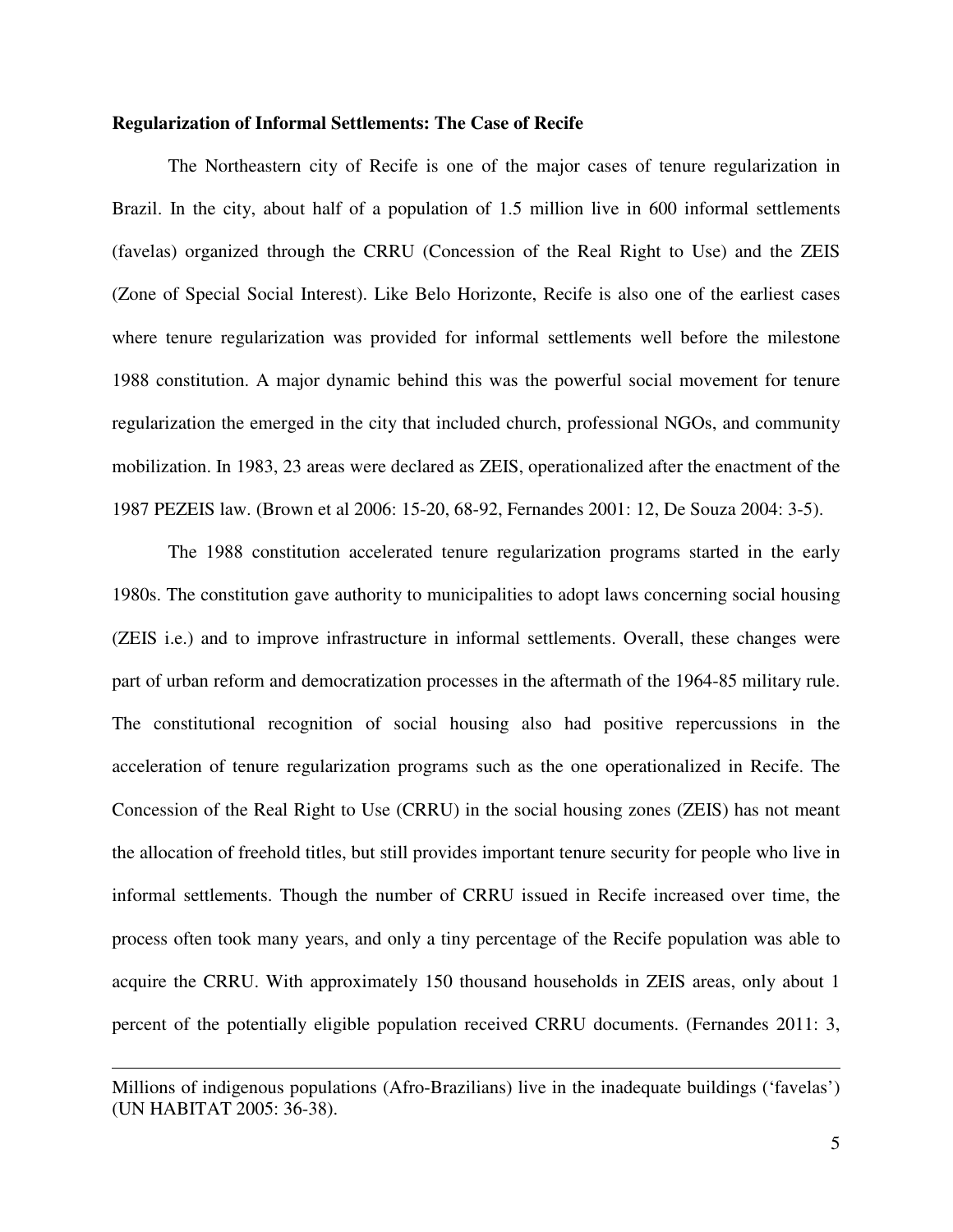**Regularization of Informal Settlements: The Case of Recife**

The Northeastern city of Recife is one of the major cases of tenure regularization in Brazil. In the city, about half of a population of 1.5 million live in 600 informal settlements (favelas) organized through the CRRU (Concession of the Real Right to Use) and the ZEIS (Zone of Special Social Interest). Like Belo Horizonte, Recife is also one of the earliest cases where tenure regularization was provided for informal settlements well before the milestone 1988 constitution. A major dynamic behind this was the powerful social movement for tenure regularization the emerged in the city that included church, professional NGOs, and community mobilization. In 1983, 23 areas were declared as ZEIS, operationalized after the enactment of the 1987 PEZEIS law. (Brown et al 2006: 15-20, 68-92, Fernandes 2001: 12, De Souza 2004: 3-5).

The 1988 constitution accelerated tenure regularization programs started in the early 1980s. The constitution gave authority to municipalities to adopt laws concerning social housing (ZEIS i.e.) and to improve infrastructure in informal settlements. Overall, these changes were part of urban reform and democratization processes in the aftermath of the 1964-85 military rule. The constitutional recognition of social housing also had positive repercussions in the acceleration of tenure regularization programs such as the one operationalized in Recife. The Concession of the Real Right to Use (CRRU) in the social housing zones (ZEIS) has not meant the allocation of freehold titles, but still provides important tenure security for people who live in informal settlements. Though the number of CRRU issued in Recife increased over time, the process often took many years, and only a tiny percentage of the Recife population was able to acquire the CRRU. With approximately 150 thousand households in ZEIS areas, only about 1 percent of the potentially eligible population received CRRU documents. (Fernandes 2011: 3,

---

Millions of indigenous populations (Afro-Brazilians) live in the inadequate buildings ('favelas') (UN HABITAT 2005: 36-38).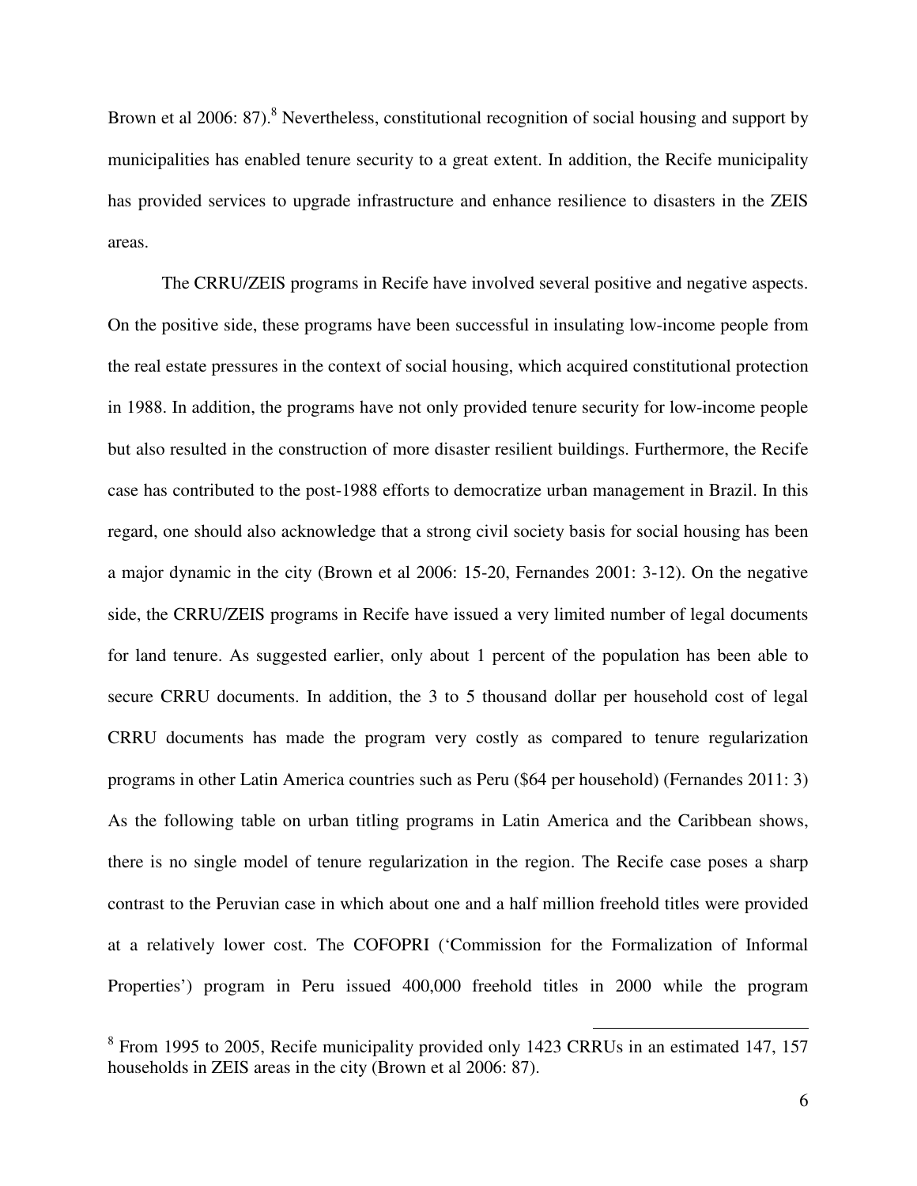Brown et al 2006: 87).[8] Nevertheless, constitutional recognition of social housing and support by municipalities has enabled tenure security to a great extent. In addition, the Recife municipality has provided services to upgrade infrastructure and enhance resilience to disasters in the ZEIS areas.

The CRRU/ZEIS programs in Recife have involved several positive and negative aspects. On the positive side, these programs have been successful in insulating low-income people from the real estate pressures in the context of social housing, which acquired constitutional protection in 1988. In addition, the programs have not only provided tenure security for low-income people but also resulted in the construction of more disaster resilient buildings. Furthermore, the Recife case has contributed to the post-1988 efforts to democratize urban management in Brazil. In this regard, one should also acknowledge that a strong civil society basis for social housing has been a major dynamic in the city (Brown et al 2006: 15-20, Fernandes 2001: 3-12). On the negative side, the CRRU/ZEIS programs in Recife have issued a very limited number of legal documents for land tenure. As suggested earlier, only about 1 percent of the population has been able to secure CRRU documents. In addition, the 3 to 5 thousand dollar per household cost of legal CRRU documents has made the program very costly as compared to tenure regularization programs in other Latin America countries such as Peru ($64 per household) (Fernandes 2011: 3) As the following table on urban titling programs in Latin America and the Caribbean shows, there is no single model of tenure regularization in the region. The Recife case poses a sharp contrast to the Peruvian case in which about one and a half million freehold titles were provided at a relatively lower cost. The COFOPRI ('Commission for the Formalization of Informal Properties') program in Peru issued 400,000 freehold titles in 2000 while the program

[8] From 1995 to 2005, Recife municipality provided only 1423 CRRUs in an estimated 147, 157 households in ZEIS areas in the city (Brown et al 2006: 87).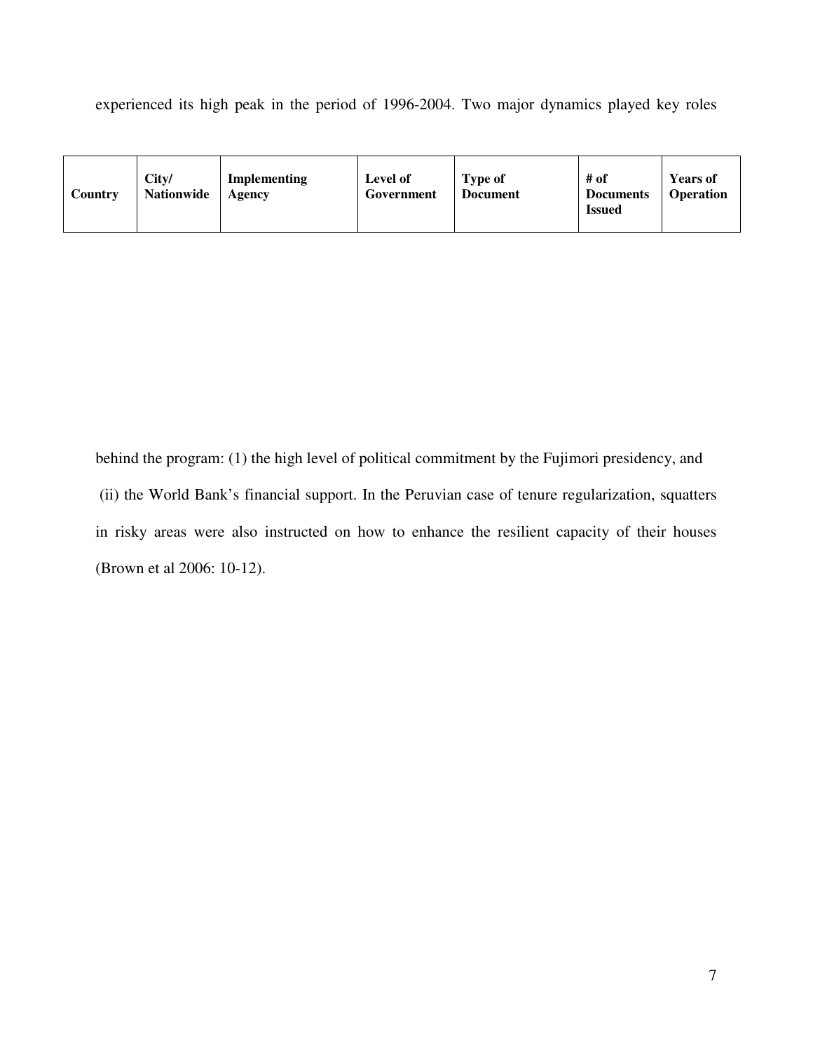experienced its high peak in the period of 1996-2004. Two major dynamics played key roles

| Country | City/ Nationwide | Implementing Agency | Level of Government | Type of Document | # of Documents Issued | Years of Operation |
|---|---|---|---|---|---|---|

behind the program: (1) the high level of political commitment by the Fujimori presidency, and (ii) the World Bank's financial support. In the Peruvian case of tenure regularization, squatters in risky areas were also instructed on how to enhance the resilient capacity of their houses (Brown et al 2006: 10-12).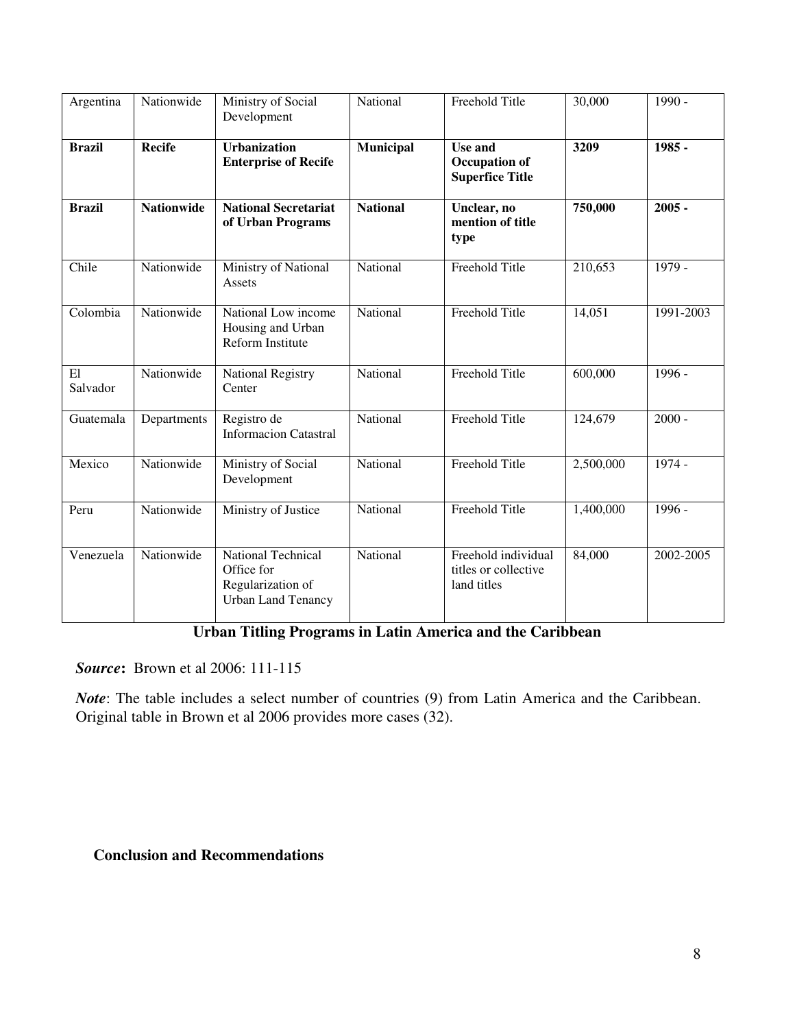| Argentina | Nationwide | Ministry of Social Development | National | Freehold Title | 30,000 | 1990 - |
|---|---|---|---|---|---|---|
| **Brazil** | **Recife** | **Urbanization Enterprise of Recife** | **Municipal** | **Use and Occupation of Superfice Title** | **3209** | **1985 -** |
| **Brazil** | **Nationwide** | **National Secretariat of Urban Programs** | **National** | **Unclear, no mention of title type** | **750,000** | **2005 -** |
| Chile | Nationwide | Ministry of National Assets | National | Freehold Title | 210,653 | 1979 - |
| Colombia | Nationwide | National Low income Housing and Urban Reform Institute | National | Freehold Title | 14,051 | 1991-2003 |
| El Salvador | Nationwide | National Registry Center | National | Freehold Title | 600,000 | 1996 - |
| Guatemala | Departments | Registro de Informacion Catastral | National | Freehold Title | 124,679 | 2000 - |
| Mexico | Nationwide | Ministry of Social Development | National | Freehold Title | 2,500,000 | 1974 - |
| Peru | Nationwide | Ministry of Justice | National | Freehold Title | 1,400,000 | 1996 - |
| Venezuela | Nationwide | National Technical Office for Regularization of Urban Land Tenancy | National | Freehold individual titles or collective land titles | 84,000 | 2002-2005 |

**Urban Titling Programs in Latin America and the Caribbean**

***Source*:** Brown et al 2006: 111-115

*Note*: The table includes a select number of countries (9) from Latin America and the Caribbean. Original table in Brown et al 2006 provides more cases (32).

## Conclusion and Recommendations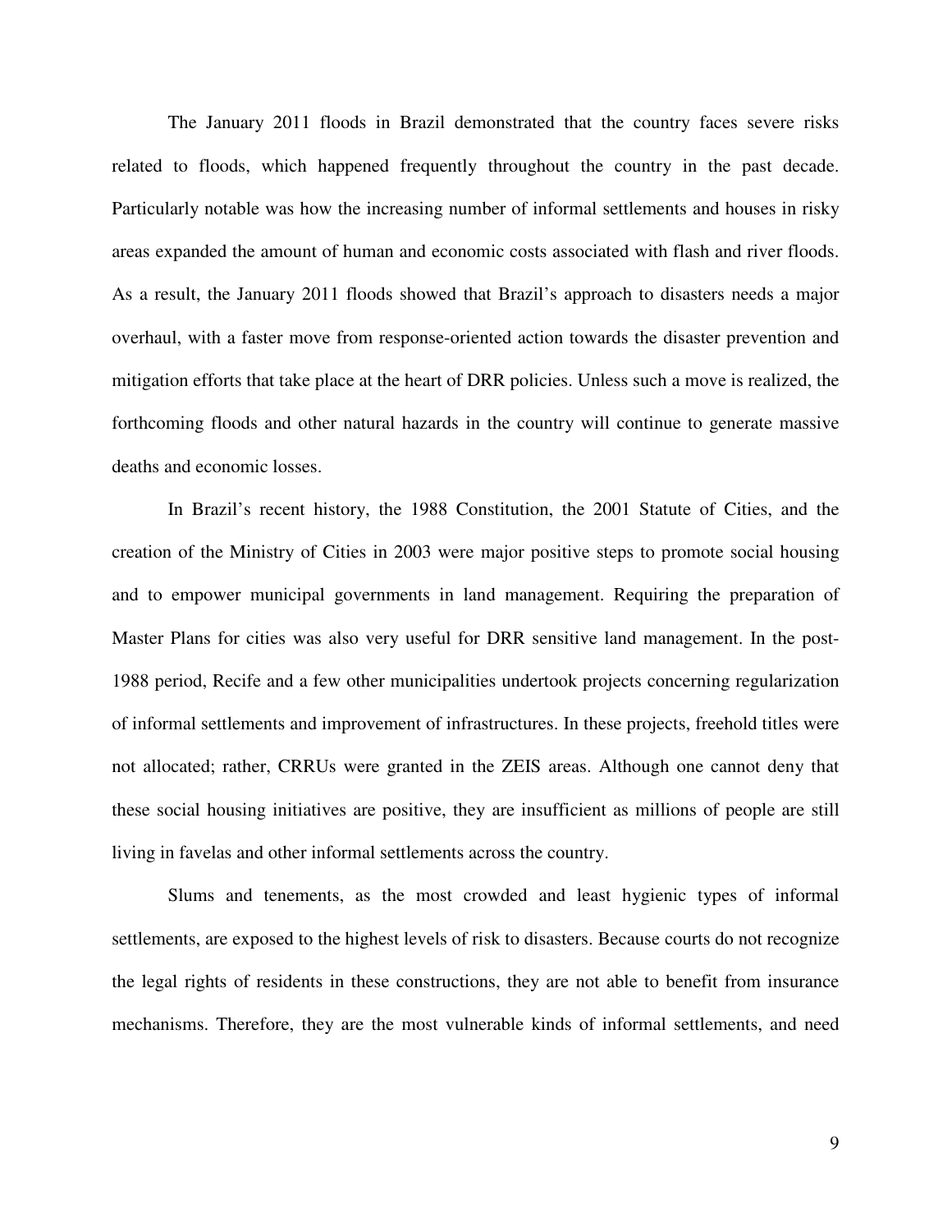The January 2011 floods in Brazil demonstrated that the country faces severe risks related to floods, which happened frequently throughout the country in the past decade. Particularly notable was how the increasing number of informal settlements and houses in risky areas expanded the amount of human and economic costs associated with flash and river floods. As a result, the January 2011 floods showed that Brazil's approach to disasters needs a major overhaul, with a faster move from response-oriented action towards the disaster prevention and mitigation efforts that take place at the heart of DRR policies. Unless such a move is realized, the forthcoming floods and other natural hazards in the country will continue to generate massive deaths and economic losses.

In Brazil's recent history, the 1988 Constitution, the 2001 Statute of Cities, and the creation of the Ministry of Cities in 2003 were major positive steps to promote social housing and to empower municipal governments in land management. Requiring the preparation of Master Plans for cities was also very useful for DRR sensitive land management. In the post-1988 period, Recife and a few other municipalities undertook projects concerning regularization of informal settlements and improvement of infrastructures. In these projects, freehold titles were not allocated; rather, CRRUs were granted in the ZEIS areas. Although one cannot deny that these social housing initiatives are positive, they are insufficient as millions of people are still living in favelas and other informal settlements across the country.

Slums and tenements, as the most crowded and least hygienic types of informal settlements, are exposed to the highest levels of risk to disasters. Because courts do not recognize the legal rights of residents in these constructions, they are not able to benefit from insurance mechanisms. Therefore, they are the most vulnerable kinds of informal settlements, and need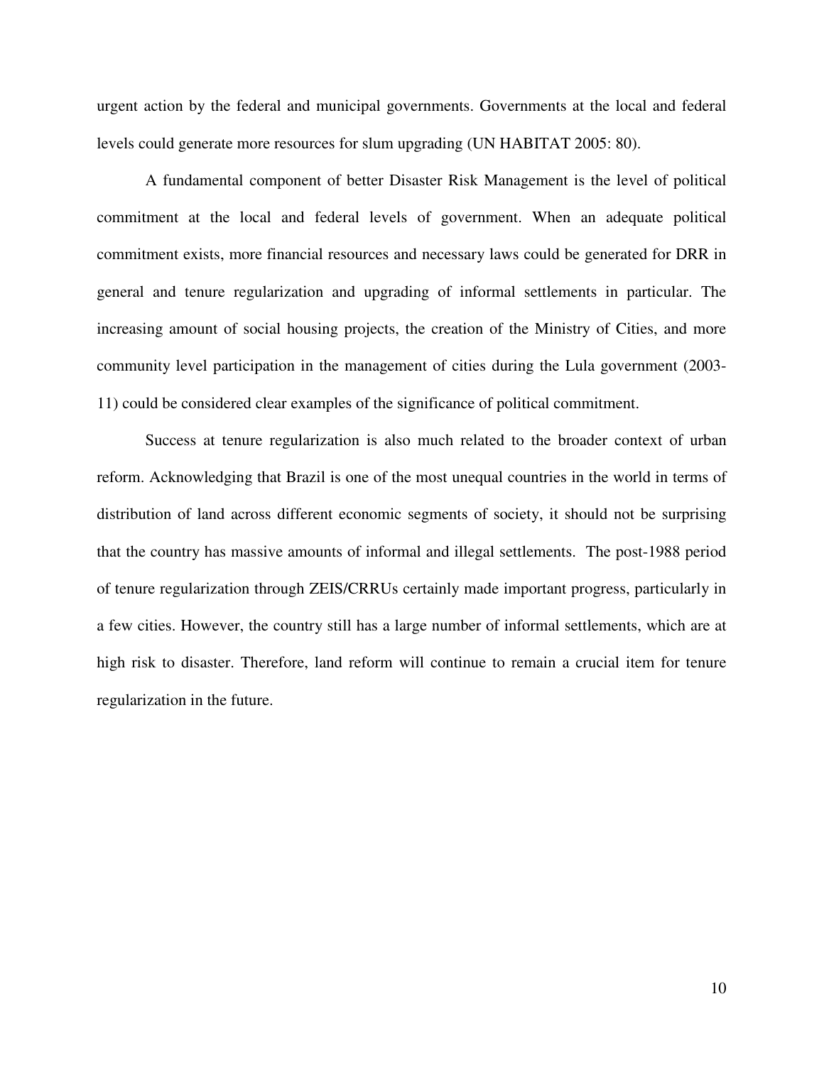urgent action by the federal and municipal governments. Governments at the local and federal levels could generate more resources for slum upgrading (UN HABITAT 2005: 80).

A fundamental component of better Disaster Risk Management is the level of political commitment at the local and federal levels of government. When an adequate political commitment exists, more financial resources and necessary laws could be generated for DRR in general and tenure regularization and upgrading of informal settlements in particular. The increasing amount of social housing projects, the creation of the Ministry of Cities, and more community level participation in the management of cities during the Lula government (2003-11) could be considered clear examples of the significance of political commitment.

Success at tenure regularization is also much related to the broader context of urban reform. Acknowledging that Brazil is one of the most unequal countries in the world in terms of distribution of land across different economic segments of society, it should not be surprising that the country has massive amounts of informal and illegal settlements. The post-1988 period of tenure regularization through ZEIS/CRRUs certainly made important progress, particularly in a few cities. However, the country still has a large number of informal settlements, which are at high risk to disaster. Therefore, land reform will continue to remain a crucial item for tenure regularization in the future.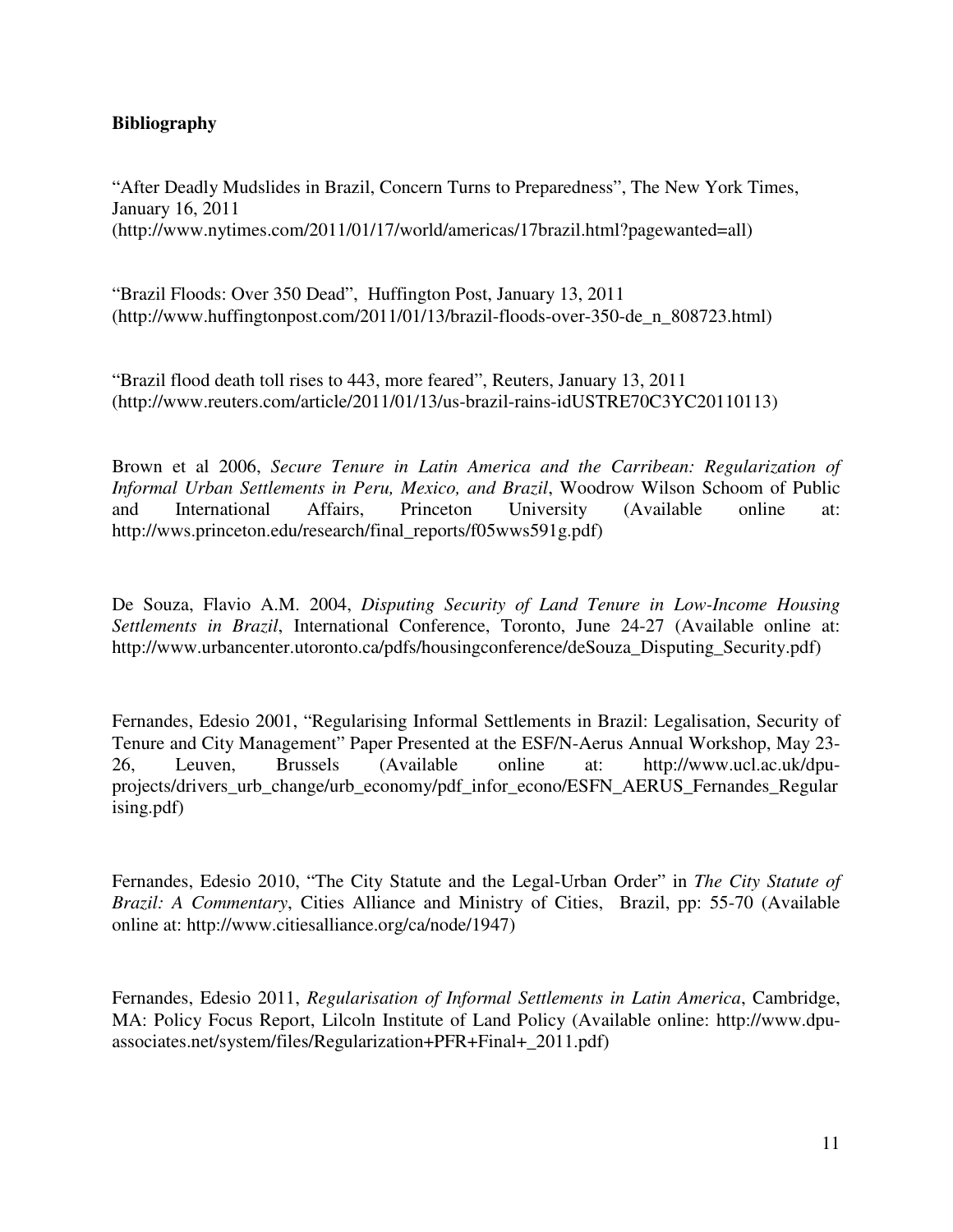**Bibliography**

"After Deadly Mudslides in Brazil, Concern Turns to Preparedness", The New York Times, January 16, 2011 (http://www.nytimes.com/2011/01/17/world/americas/17brazil.html?pagewanted=all)

"Brazil Floods: Over 350 Dead", Huffington Post, January 13, 2011 (http://www.huffingtonpost.com/2011/01/13/brazil-floods-over-350-de_n_808723.html)

"Brazil flood death toll rises to 443, more feared", Reuters, January 13, 2011 (http://www.reuters.com/article/2011/01/13/us-brazil-rains-idUSTRE70C3YC20110113)

Brown et al 2006, *Secure Tenure in Latin America and the Carribean: Regularization of Informal Urban Settlements in Peru, Mexico, and Brazil*, Woodrow Wilson Schoom of Public and International Affairs, Princeton University (Available online at: http://wws.princeton.edu/research/final_reports/f05wws591g.pdf)

De Souza, Flavio A.M. 2004, *Disputing Security of Land Tenure in Low-Income Housing Settlements in Brazil*, International Conference, Toronto, June 24-27 (Available online at: http://www.urbancenter.utoronto.ca/pdfs/housingconference/deSouza_Disputing_Security.pdf)

Fernandes, Edesio 2001, "Regularising Informal Settlements in Brazil: Legalisation, Security of Tenure and City Management" Paper Presented at the ESF/N-Aerus Annual Workshop, May 23-26, Leuven, Brussels (Available online at: http://www.ucl.ac.uk/dpu-projects/drivers_urb_change/urb_economy/pdf_infor_econo/ESFN_AERUS_Fernandes_Regularising.pdf)

Fernandes, Edesio 2010, "The City Statute and the Legal-Urban Order" in *The City Statute of Brazil: A Commentary*, Cities Alliance and Ministry of Cities, Brazil, pp: 55-70 (Available online at: http://www.citiesalliance.org/ca/node/1947)

Fernandes, Edesio 2011, *Regularisation of Informal Settlements in Latin America*, Cambridge, MA: Policy Focus Report, Lilcoln Institute of Land Policy (Available online: http://www.dpu-associates.net/system/files/Regularization+PFR+Final+_2011.pdf)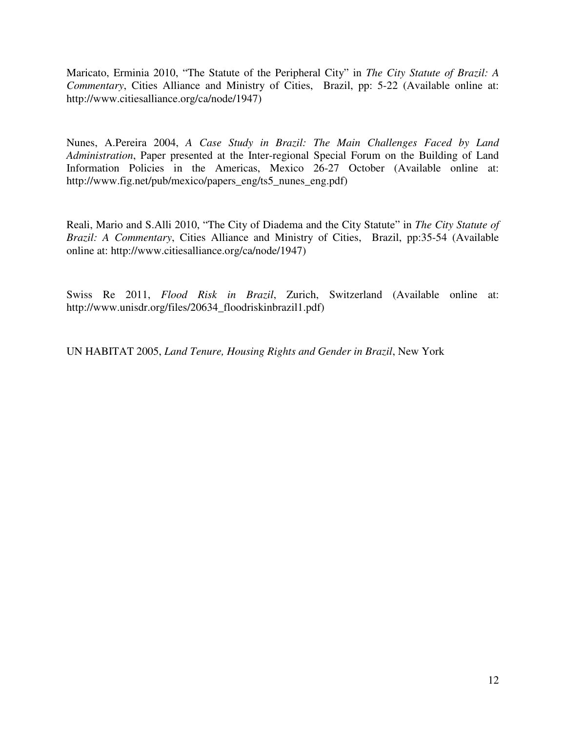Maricato, Erminia 2010, "The Statute of the Peripheral City" in *The City Statute of Brazil: A Commentary*, Cities Alliance and Ministry of Cities, Brazil, pp: 5-22 (Available online at: http://www.citiesalliance.org/ca/node/1947)

Nunes, A.Pereira 2004, *A Case Study in Brazil: The Main Challenges Faced by Land Administration*, Paper presented at the Inter-regional Special Forum on the Building of Land Information Policies in the Americas, Mexico 26-27 October (Available online at: http://www.fig.net/pub/mexico/papers_eng/ts5_nunes_eng.pdf)

Reali, Mario and S.Alli 2010, "The City of Diadema and the City Statute" in *The City Statute of Brazil: A Commentary*, Cities Alliance and Ministry of Cities, Brazil, pp:35-54 (Available online at: http://www.citiesalliance.org/ca/node/1947)

Swiss Re 2011, *Flood Risk in Brazil*, Zurich, Switzerland (Available online at: http://www.unisdr.org/files/20634_floodriskinbrazil1.pdf)

UN HABITAT 2005, *Land Tenure, Housing Rights and Gender in Brazil*, New York